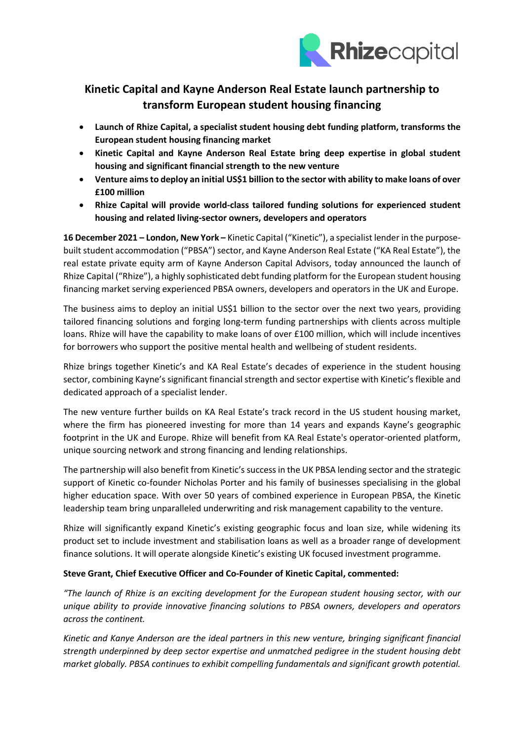# Kinetic Capital and Kayne Anderson Real Estate launch partnership to transform European student housing financing

- **Launch of Rhize Capital, a specialist student housing debt funding platform, transforms the European student housing financing market**
- **Kinetic Capital and Kayne Anderson Real Estate bring deep expertise in global student housing and significant financial strength to the new venture**
- **Venture aims to deploy an initial US$1 billion to the sector with ability to make loans of over £100 million**
- **Rhize Capital will provide world-class tailored funding solutions for experienced student housing and related living-sector owners, developers and operators**

**16 December 2021 – London, New York –** Kinetic Capital ("Kinetic"), a specialist lender in the purpose-built student accommodation ("PBSA") sector, and Kayne Anderson Real Estate ("KA Real Estate"), the real estate private equity arm of Kayne Anderson Capital Advisors, today announced the launch of Rhize Capital ("Rhize"), a highly sophisticated debt funding platform for the European student housing financing market serving experienced PBSA owners, developers and operators in the UK and Europe.

The business aims to deploy an initial US$1 billion to the sector over the next two years, providing tailored financing solutions and forging long-term funding partnerships with clients across multiple loans. Rhize will have the capability to make loans of over £100 million, which will include incentives for borrowers who support the positive mental health and wellbeing of student residents.

Rhize brings together Kinetic's and KA Real Estate's decades of experience in the student housing sector, combining Kayne's significant financial strength and sector expertise with Kinetic's flexible and dedicated approach of a specialist lender.

The new venture further builds on KA Real Estate's track record in the US student housing market, where the firm has pioneered investing for more than 14 years and expands Kayne's geographic footprint in the UK and Europe. Rhize will benefit from KA Real Estate's operator-oriented platform, unique sourcing network and strong financing and lending relationships.

The partnership will also benefit from Kinetic's success in the UK PBSA lending sector and the strategic support of Kinetic co-founder Nicholas Porter and his family of businesses specialising in the global higher education space. With over 50 years of combined experience in European PBSA, the Kinetic leadership team bring unparalleled underwriting and risk management capability to the venture.

Rhize will significantly expand Kinetic's existing geographic focus and loan size, while widening its product set to include investment and stabilisation loans as well as a broader range of development finance solutions. It will operate alongside Kinetic's existing UK focused investment programme.

**Steve Grant, Chief Executive Officer and Co-Founder of Kinetic Capital, commented:**

*"The launch of Rhize is an exciting development for the European student housing sector, with our unique ability to provide innovative financing solutions to PBSA owners, developers and operators across the continent.*

*Kinetic and Kanye Anderson are the ideal partners in this new venture, bringing significant financial strength underpinned by deep sector expertise and unmatched pedigree in the student housing debt market globally. PBSA continues to exhibit compelling fundamentals and significant growth potential.*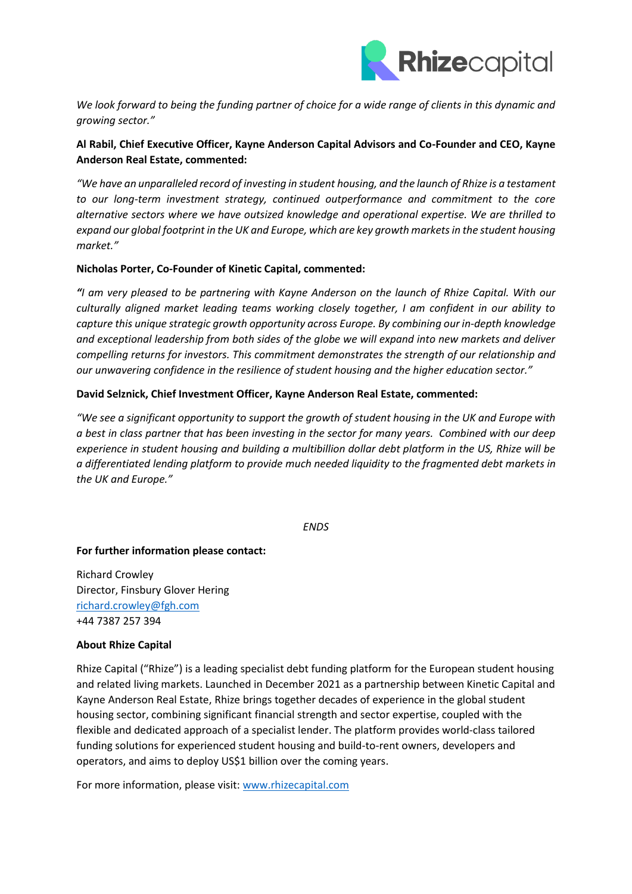*We look forward to being the funding partner of choice for a wide range of clients in this dynamic and growing sector."*

**Al Rabil, Chief Executive Officer, Kayne Anderson Capital Advisors and Co-Founder and CEO, Kayne Anderson Real Estate, commented:**

*"We have an unparalleled record of investing in student housing, and the launch of Rhize is a testament to our long-term investment strategy, continued outperformance and commitment to the core alternative sectors where we have outsized knowledge and operational expertise. We are thrilled to expand our global footprint in the UK and Europe, which are key growth markets in the student housing market."*

**Nicholas Porter, Co-Founder of Kinetic Capital, commented:**

*"I am very pleased to be partnering with Kayne Anderson on the launch of Rhize Capital. With our culturally aligned market leading teams working closely together, I am confident in our ability to capture this unique strategic growth opportunity across Europe. By combining our in-depth knowledge and exceptional leadership from both sides of the globe we will expand into new markets and deliver compelling returns for investors. This commitment demonstrates the strength of our relationship and our unwavering confidence in the resilience of student housing and the higher education sector."*

**David Selznick, Chief Investment Officer, Kayne Anderson Real Estate, commented:**

*"We see a significant opportunity to support the growth of student housing in the UK and Europe with a best in class partner that has been investing in the sector for many years. Combined with our deep experience in student housing and building a multibillion dollar debt platform in the US, Rhize will be a differentiated lending platform to provide much needed liquidity to the fragmented debt markets in the UK and Europe."*

*ENDS*

**For further information please contact:**

Richard Crowley
Director, Finsbury Glover Hering
richard.crowley@fgh.com
+44 7387 257 394

**About Rhize Capital**

Rhize Capital ("Rhize") is a leading specialist debt funding platform for the European student housing and related living markets. Launched in December 2021 as a partnership between Kinetic Capital and Kayne Anderson Real Estate, Rhize brings together decades of experience in the global student housing sector, combining significant financial strength and sector expertise, coupled with the flexible and dedicated approach of a specialist lender. The platform provides world-class tailored funding solutions for experienced student housing and build-to-rent owners, developers and operators, and aims to deploy US$1 billion over the coming years.

For more information, please visit: www.rhizecapital.com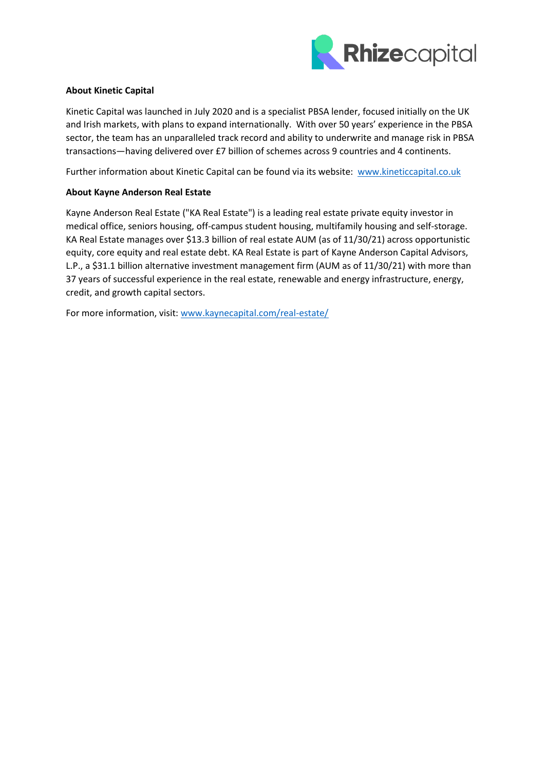**About Kinetic Capital**

Kinetic Capital was launched in July 2020 and is a specialist PBSA lender, focused initially on the UK and Irish markets, with plans to expand internationally. With over 50 years' experience in the PBSA sector, the team has an unparalleled track record and ability to underwrite and manage risk in PBSA transactions—having delivered over £7 billion of schemes across 9 countries and 4 continents.

Further information about Kinetic Capital can be found via its website: [www.kineticcapital.co.uk](http://www.kineticcapital.co.uk)

**About Kayne Anderson Real Estate**

Kayne Anderson Real Estate ("KA Real Estate") is a leading real estate private equity investor in medical office, seniors housing, off-campus student housing, multifamily housing and self-storage. KA Real Estate manages over $13.3 billion of real estate AUM (as of 11/30/21) across opportunistic equity, core equity and real estate debt. KA Real Estate is part of Kayne Anderson Capital Advisors, L.P., a $31.1 billion alternative investment management firm (AUM as of 11/30/21) with more than 37 years of successful experience in the real estate, renewable and energy infrastructure, energy, credit, and growth capital sectors.

For more information, visit: [www.kaynecapital.com/real-estate/](http://www.kaynecapital.com/real-estate/)